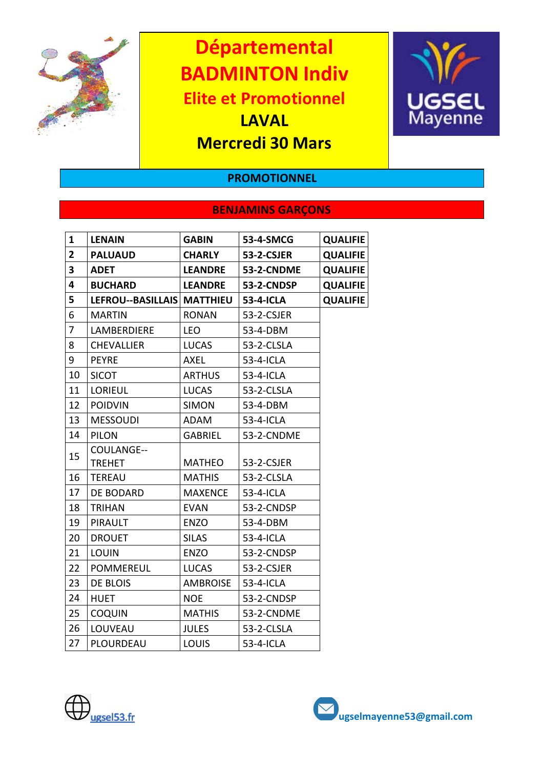# Départemental BADMINTON Indiv

## Elite et Promotionnel

## LAVAL

## Mercredi 30 Mars

### PROMOTIONNEL

### BENJAMINS GARÇONS

| | | | | |
|---|---|---|---|---|
| **1** | **LENAIN** | **GABIN** | **53-4-SMCG** | **QUALIFIE** |
| **2** | **PALUAUD** | **CHARLY** | **53-2-CSJER** | **QUALIFIE** |
| **3** | **ADET** | **LEANDRE** | **53-2-CNDME** | **QUALIFIE** |
| **4** | **BUCHARD** | **LEANDRE** | **53-2-CNDSP** | **QUALIFIE** |
| **5** | **LEFROU--BASILLAIS** | **MATTHIEU** | **53-4-ICLA** | **QUALIFIE** |
| 6 | MARTIN | RONAN | 53-2-CSJER | |
| 7 | LAMBERDIERE | LEO | 53-4-DBM | |
| 8 | CHEVALLIER | LUCAS | 53-2-CLSLA | |
| 9 | PEYRE | AXEL | 53-4-ICLA | |
| 10 | SICOT | ARTHUS | 53-4-ICLA | |
| 11 | LORIEUL | LUCAS | 53-2-CLSLA | |
| 12 | POIDVIN | SIMON | 53-4-DBM | |
| 13 | MESSOUDI | ADAM | 53-4-ICLA | |
| 14 | PILON | GABRIEL | 53-2-CNDME | |
| 15 | COULANGE--TREHET | MATHEO | 53-2-CSJER | |
| 16 | TEREAU | MATHIS | 53-2-CLSLA | |
| 17 | DE BODARD | MAXENCE | 53-4-ICLA | |
| 18 | TRIHAN | EVAN | 53-2-CNDSP | |
| 19 | PIRAULT | ENZO | 53-4-DBM | |
| 20 | DROUET | SILAS | 53-4-ICLA | |
| 21 | LOUIN | ENZO | 53-2-CNDSP | |
| 22 | POMMEREUL | LUCAS | 53-2-CSJER | |
| 23 | DE BLOIS | AMBROISE | 53-4-ICLA | |
| 24 | HUET | NOE | 53-2-CNDSP | |
| 25 | COQUIN | MATHIS | 53-2-CNDME | |
| 26 | LOUVEAU | JULES | 53-2-CLSLA | |
| 27 | PLOURDEAU | LOUIS | 53-4-ICLA | |

ugsel53.fr

ugselmayenne53@gmail.com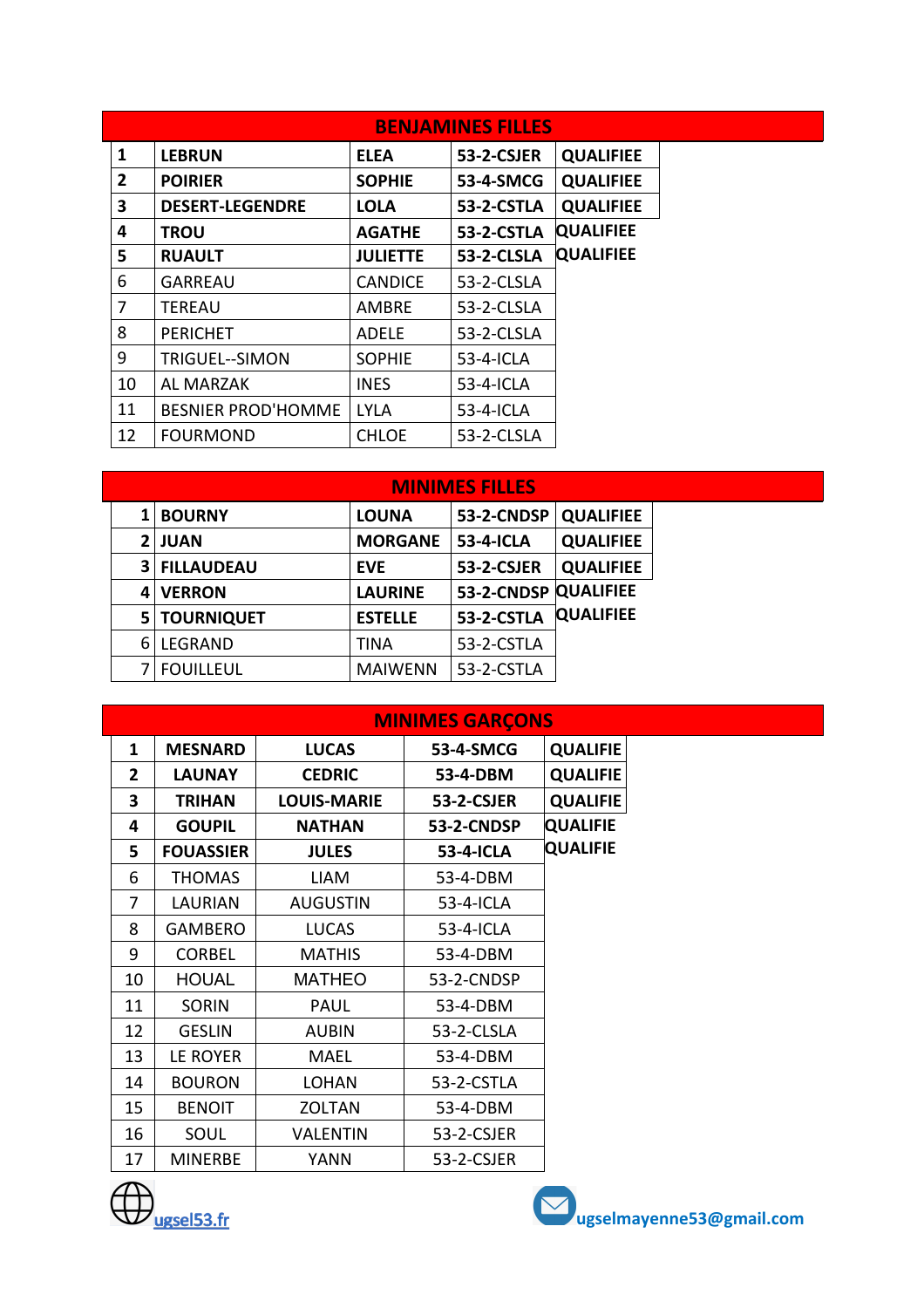## BENJAMINES FILLES

| | | | | |
|---|---|---|---|---|
| **1** | **LEBRUN** | **ELEA** | **53-2-CSJER** | **QUALIFIEE** |
| **2** | **POIRIER** | **SOPHIE** | **53-4-SMCG** | **QUALIFIEE** |
| **3** | **DESERT-LEGENDRE** | **LOLA** | **53-2-CSTLA** | **QUALIFIEE** |
| **4** | **TROU** | **AGATHE** | **53-2-CSTLA** | **QUALIFIEE** |
| **5** | **RUAULT** | **JULIETTE** | **53-2-CLSLA** | **QUALIFIEE** |
| 6 | GARREAU | CANDICE | 53-2-CLSLA | |
| 7 | TEREAU | AMBRE | 53-2-CLSLA | |
| 8 | PERICHET | ADELE | 53-2-CLSLA | |
| 9 | TRIGUEL--SIMON | SOPHIE | 53-4-ICLA | |
| 10 | AL MARZAK | INES | 53-4-ICLA | |
| 11 | BESNIER PROD'HOMME | LYLA | 53-4-ICLA | |
| 12 | FOURMOND | CHLOE | 53-2-CLSLA | |

## MINIMES FILLES

| | | | | |
|---|---|---|---|---|
| **1** | **BOURNY** | **LOUNA** | **53-2-CNDSP** | **QUALIFIEE** |
| **2** | **JUAN** | **MORGANE** | **53-4-ICLA** | **QUALIFIEE** |
| **3** | **FILLAUDEAU** | **EVE** | **53-2-CSJER** | **QUALIFIEE** |
| **4** | **VERRON** | **LAURINE** | **53-2-CNDSP** | **QUALIFIEE** |
| **5** | **TOURNIQUET** | **ESTELLE** | **53-2-CSTLA** | **QUALIFIEE** |
| 6 | LEGRAND | TINA | 53-2-CSTLA | |
| 7 | FOUILLEUL | MAIWENN | 53-2-CSTLA | |

## MINIMES GARÇONS

| | | | | |
|---|---|---|---|---|
| **1** | **MESNARD** | **LUCAS** | **53-4-SMCG** | **QUALIFIE** |
| **2** | **LAUNAY** | **CEDRIC** | **53-4-DBM** | **QUALIFIE** |
| **3** | **TRIHAN** | **LOUIS-MARIE** | **53-2-CSJER** | **QUALIFIE** |
| **4** | **GOUPIL** | **NATHAN** | **53-2-CNDSP** | **QUALIFIE** |
| **5** | **FOUASSIER** | **JULES** | **53-4-ICLA** | **QUALIFIE** |
| 6 | THOMAS | LIAM | 53-4-DBM | |
| 7 | LAURIAN | AUGUSTIN | 53-4-ICLA | |
| 8 | GAMBERO | LUCAS | 53-4-ICLA | |
| 9 | CORBEL | MATHIS | 53-4-DBM | |
| 10 | HOUAL | MATHEO | 53-2-CNDSP | |
| 11 | SORIN | PAUL | 53-4-DBM | |
| 12 | GESLIN | AUBIN | 53-2-CLSLA | |
| 13 | LE ROYER | MAEL | 53-4-DBM | |
| 14 | BOURON | LOHAN | 53-2-CSTLA | |
| 15 | BENOIT | ZOLTAN | 53-4-DBM | |
| 16 | SOUL | VALENTIN | 53-2-CSJER | |
| 17 | MINERBE | YANN | 53-2-CSJER | |

ugsel53.fr

ugselmayenne53@gmail.com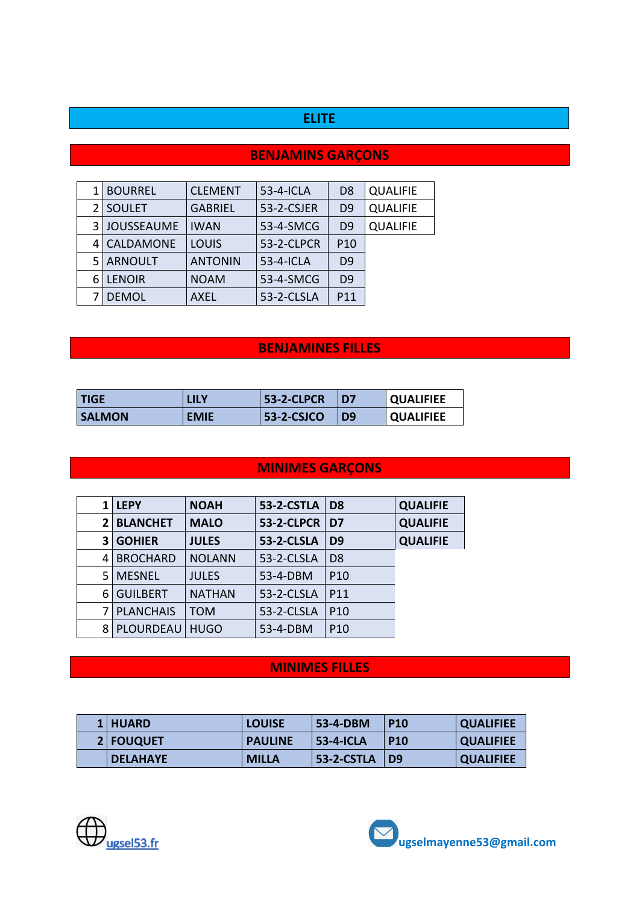# ELITE

## BENJAMINS GARÇONS

| | | | | | |
|---|---|---|---|---|---|
| 1 | BOURREL | CLEMENT | 53-4-ICLA | D8 | QUALIFIE |
| 2 | SOULET | GABRIEL | 53-2-CSJER | D9 | QUALIFIE |
| 3 | JOUSSEAUME | IWAN | 53-4-SMCG | D9 | QUALIFIE |
| 4 | CALDAMONE | LOUIS | 53-2-CLPCR | P10 | |
| 5 | ARNOULT | ANTONIN | 53-4-ICLA | D9 | |
| 6 | LENOIR | NOAM | 53-4-SMCG | D9 | |
| 7 | DEMOL | AXEL | 53-2-CLSLA | P11 | |

## BENJAMINES FILLES

| | | | | |
|---|---|---|---|---|
| **TIGE** | **LILY** | **53-2-CLPCR** | **D7** | **QUALIFIEE** |
| **SALMON** | **EMIE** | **53-2-CSJCO** | **D9** | **QUALIFIEE** |

## MINIMES GARÇONS

| | | | | | |
|---|---|---|---|---|---|
| **1** | **LEPY** | **NOAH** | **53-2-CSTLA** | **D8** | **QUALIFIE** |
| **2** | **BLANCHET** | **MALO** | **53-2-CLPCR** | **D7** | **QUALIFIE** |
| **3** | **GOHIER** | **JULES** | **53-2-CLSLA** | **D9** | **QUALIFIE** |
| 4 | BROCHARD | NOLANN | 53-2-CLSLA | D8 | |
| 5 | MESNEL | JULES | 53-4-DBM | P10 | |
| 6 | GUILBERT | NATHAN | 53-2-CLSLA | P11 | |
| 7 | PLANCHAIS | TOM | 53-2-CLSLA | P10 | |
| 8 | PLOURDEAU | HUGO | 53-4-DBM | P10 | |

## MINIMES FILLES

| | | | | | |
|---|---|---|---|---|---|
| **1** | **HUARD** | **LOUISE** | **53-4-DBM** | **P10** | **QUALIFIEE** |
| **2** | **FOUQUET** | **PAULINE** | **53-4-ICLA** | **P10** | **QUALIFIEE** |
| | **DELAHAYE** | **MILLA** | **53-2-CSTLA** | **D9** | **QUALIFIEE** |

ugsel53.fr

ugselmayenne53@gmail.com